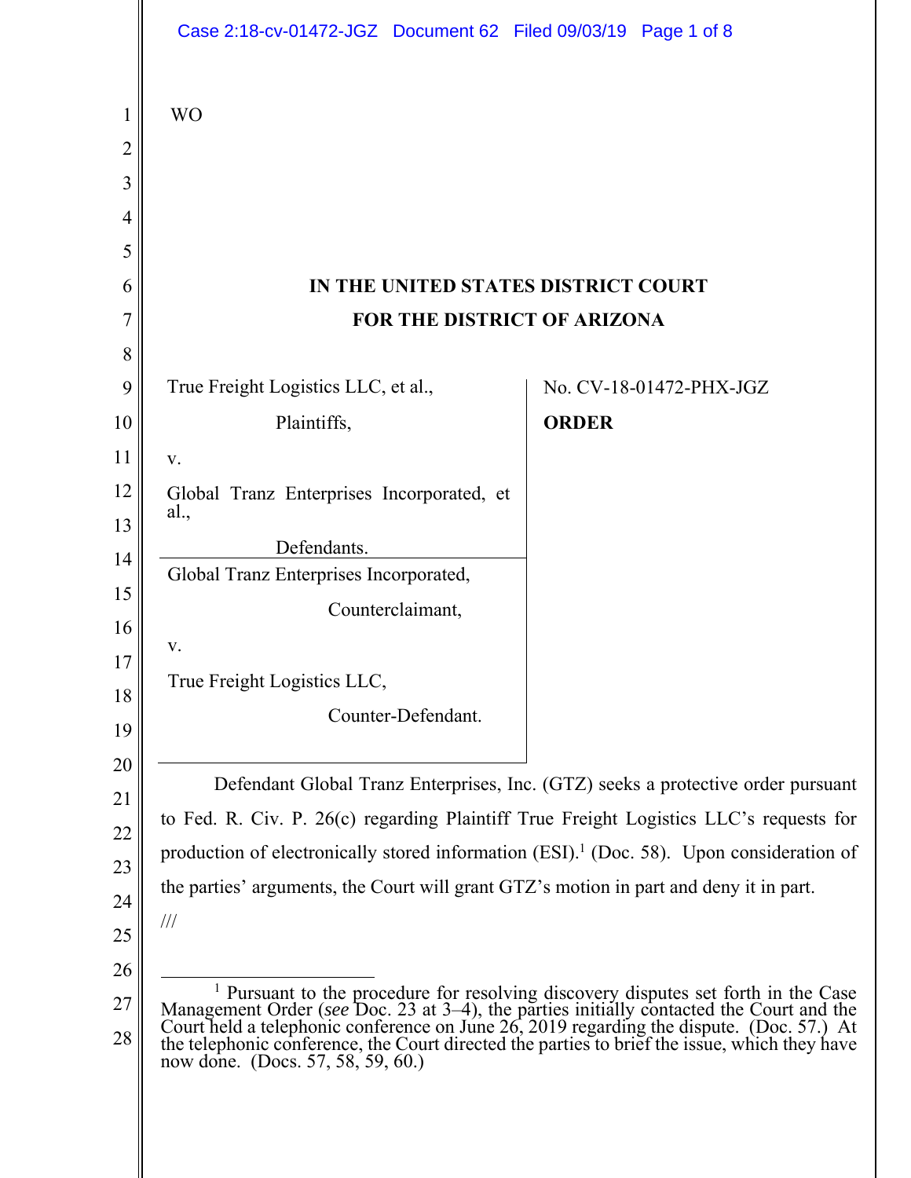WO

# IN THE UNITED STATES DISTRICT COURT
# FOR THE DISTRICT OF ARIZONA

True Freight Logistics LLC, et al.,

Plaintiffs,

v.

Global Tranz Enterprises Incorporated, et al.,

Defendants.

Global Tranz Enterprises Incorporated,

Counterclaimant,

v.

True Freight Logistics LLC,

Counter-Defendant.

No. CV-18-01472-PHX-JGZ

**ORDER**

Defendant Global Tranz Enterprises, Inc. (GTZ) seeks a protective order pursuant to Fed. R. Civ. P. 26(c) regarding Plaintiff True Freight Logistics LLC's requests for production of electronically stored information (ESI).[1] (Doc. 58). Upon consideration of the parties' arguments, the Court will grant GTZ's motion in part and deny it in part.

///

[1] Pursuant to the procedure for resolving discovery disputes set forth in the Case Management Order (*see* Doc. 23 at 3–4), the parties initially contacted the Court and the Court held a telephonic conference on June 26, 2019 regarding the dispute. (Doc. 57.) At the telephonic conference, the Court directed the parties to brief the issue, which they have now done. (Docs. 57, 58, 59, 60.)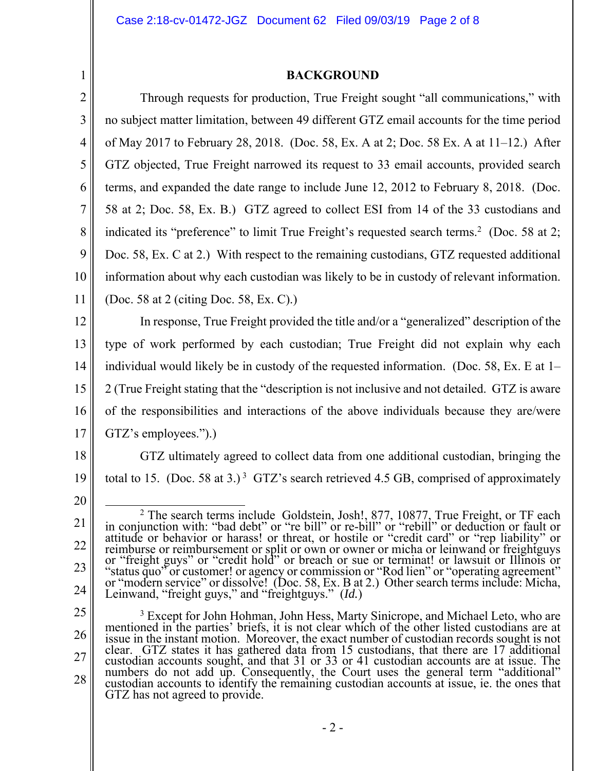## BACKGROUND

Through requests for production, True Freight sought "all communications," with no subject matter limitation, between 49 different GTZ email accounts for the time period of May 2017 to February 28, 2018. (Doc. 58, Ex. A at 2; Doc. 58 Ex. A at 11–12.) After GTZ objected, True Freight narrowed its request to 33 email accounts, provided search terms, and expanded the date range to include June 12, 2012 to February 8, 2018. (Doc. 58 at 2; Doc. 58, Ex. B.) GTZ agreed to collect ESI from 14 of the 33 custodians and indicated its "preference" to limit True Freight's requested search terms.[2] (Doc. 58 at 2; Doc. 58, Ex. C at 2.) With respect to the remaining custodians, GTZ requested additional information about why each custodian was likely to be in custody of relevant information. (Doc. 58 at 2 (citing Doc. 58, Ex. C).)

In response, True Freight provided the title and/or a "generalized" description of the type of work performed by each custodian; True Freight did not explain why each individual would likely be in custody of the requested information. (Doc. 58, Ex. E at 1–2 (True Freight stating that the "description is not inclusive and not detailed. GTZ is aware of the responsibilities and interactions of the above individuals because they are/were GTZ's employees.").)

GTZ ultimately agreed to collect data from one additional custodian, bringing the total to 15. (Doc. 58 at 3.)[3] GTZ's search retrieved 4.5 GB, comprised of approximately

---

[2] The search terms include Goldstein, Josh!, 877, 10877, True Freight, or TF each in conjunction with: "bad debt" or "re bill" or re-bill" or "rebill" or deduction or fault or attitude or behavior or harass! or threat, or hostile or "credit card" or "rep liability" or reimburse or reimbursement or split or own or owner or micha or leinwand or freightguys or "freight guys" or "credit hold" or breach or sue or terminat! or lawsuit or Illinois or "status quo" or customer! or agency or commission or "Rod lien" or "operating agreement" or "modern service" or dissolve! (Doc. 58, Ex. B at 2.) Other search terms include: Micha, Leinwand, "freight guys," and "freightguys." (*Id.*)

[3] Except for John Hohman, John Hess, Marty Sinicrope, and Michael Leto, who are mentioned in the parties' briefs, it is not clear which of the other listed custodians are at issue in the instant motion. Moreover, the exact number of custodian records sought is not clear. GTZ states it has gathered data from 15 custodians, that there are 17 additional custodian accounts sought, and that 31 or 33 or 41 custodian accounts are at issue. The numbers do not add up. Consequently, the Court uses the general term "additional" custodian accounts to identify the remaining custodian accounts at issue, ie. the ones that GTZ has not agreed to provide.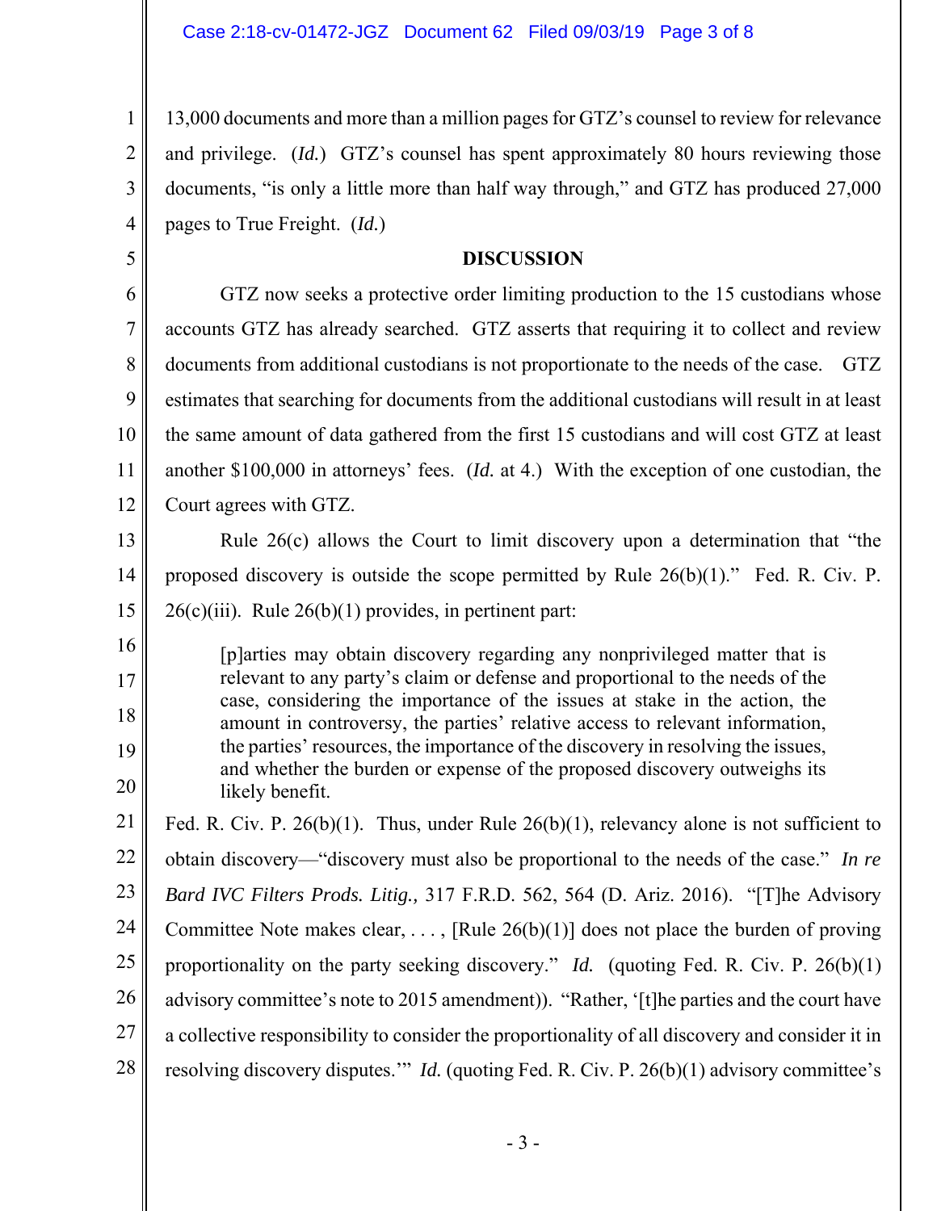13,000 documents and more than a million pages for GTZ's counsel to review for relevance and privilege. (*Id.*) GTZ's counsel has spent approximately 80 hours reviewing those documents, "is only a little more than half way through," and GTZ has produced 27,000 pages to True Freight. (*Id.*)

## DISCUSSION

GTZ now seeks a protective order limiting production to the 15 custodians whose accounts GTZ has already searched. GTZ asserts that requiring it to collect and review documents from additional custodians is not proportionate to the needs of the case. GTZ estimates that searching for documents from the additional custodians will result in at least the same amount of data gathered from the first 15 custodians and will cost GTZ at least another $100,000 in attorneys' fees. (*Id.* at 4.) With the exception of one custodian, the Court agrees with GTZ.

Rule 26(c) allows the Court to limit discovery upon a determination that "the proposed discovery is outside the scope permitted by Rule 26(b)(1)." Fed. R. Civ. P. 26(c)(iii). Rule 26(b)(1) provides, in pertinent part:

> [p]arties may obtain discovery regarding any nonprivileged matter that is relevant to any party's claim or defense and proportional to the needs of the case, considering the importance of the issues at stake in the action, the amount in controversy, the parties' relative access to relevant information, the parties' resources, the importance of the discovery in resolving the issues, and whether the burden or expense of the proposed discovery outweighs its likely benefit.

Fed. R. Civ. P. 26(b)(1). Thus, under Rule 26(b)(1), relevancy alone is not sufficient to obtain discovery—"discovery must also be proportional to the needs of the case." *In re Bard IVC Filters Prods. Litig.*, 317 F.R.D. 562, 564 (D. Ariz. 2016). "[T]he Advisory Committee Note makes clear, . . . , [Rule 26(b)(1)] does not place the burden of proving proportionality on the party seeking discovery." *Id.* (quoting Fed. R. Civ. P. 26(b)(1) advisory committee's note to 2015 amendment)). "Rather, '[t]he parties and the court have a collective responsibility to consider the proportionality of all discovery and consider it in resolving discovery disputes.'" *Id.* (quoting Fed. R. Civ. P. 26(b)(1) advisory committee's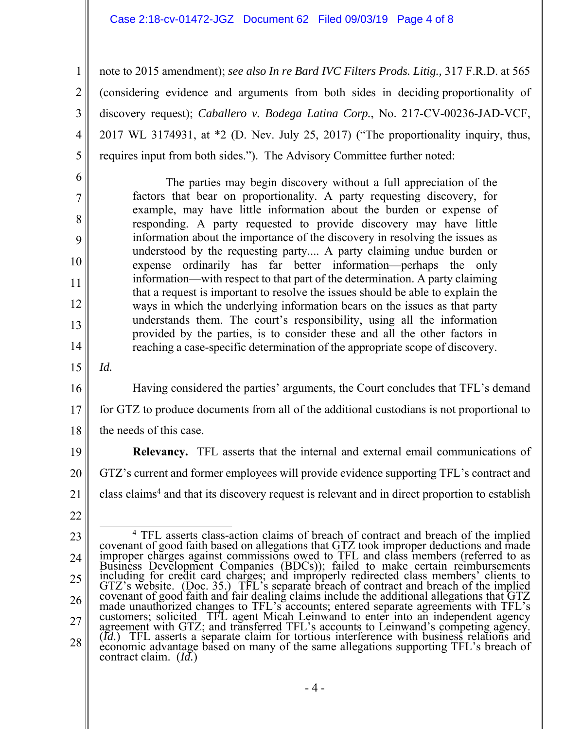note to 2015 amendment); *see also In re Bard IVC Filters Prods. Litig.,* 317 F.R.D. at 565 (considering evidence and arguments from both sides in deciding proportionality of discovery request); *Caballero v. Bodega Latina Corp.*, No. 217-CV-00236-JAD-VCF, 2017 WL 3174931, at *2 (D. Nev. July 25, 2017) ("The proportionality inquiry, thus, requires input from both sides."). The Advisory Committee further noted:

> The parties may begin discovery without a full appreciation of the factors that bear on proportionality. A party requesting discovery, for example, may have little information about the burden or expense of responding. A party requested to provide discovery may have little information about the importance of the discovery in resolving the issues as understood by the requesting party.... A party claiming undue burden or expense ordinarily has far better information—perhaps the only information—with respect to that part of the determination. A party claiming that a request is important to resolve the issues should be able to explain the ways in which the underlying information bears on the issues as that party understands them. The court's responsibility, using all the information provided by the parties, is to consider these and all the other factors in reaching a case-specific determination of the appropriate scope of discovery.

*Id.*

Having considered the parties' arguments, the Court concludes that TFL's demand for GTZ to produce documents from all of the additional custodians is not proportional to the needs of this case.

**Relevancy.** TFL asserts that the internal and external email communications of GTZ's current and former employees will provide evidence supporting TFL's contract and class claims[4] and that its discovery request is relevant and in direct proportion to establish

---

[4] TFL asserts class-action claims of breach of contract and breach of the implied covenant of good faith based on allegations that GTZ took improper deductions and made improper charges against commissions owed to TFL and class members (referred to as Business Development Companies (BDCs)); failed to make certain reimbursements including for credit card charges; and improperly redirected class members' clients to GTZ's website. (Doc. 35.) TFL's separate breach of contract and breach of the implied covenant of good faith and fair dealing claims include the additional allegations that GTZ made unauthorized changes to TFL's accounts; entered separate agreements with TFL's customers; solicited TFL agent Micah Leinwand to enter into an independent agency agreement with GTZ; and transferred TFL's accounts to Leinwand's competing agency. (*Id.*) TFL asserts a separate claim for tortious interference with business relations and economic advantage based on many of the same allegations supporting TFL's breach of contract claim. (*Id.*)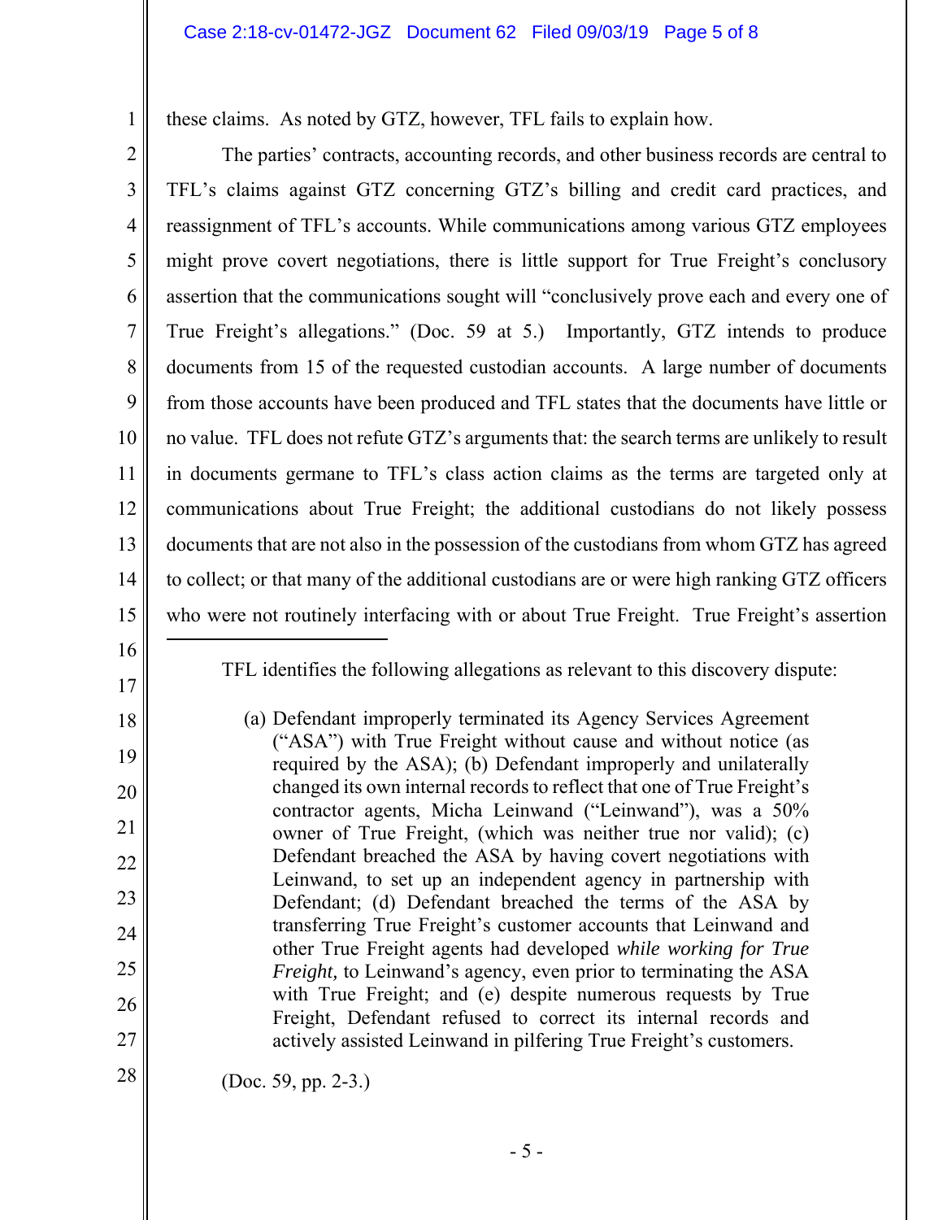these claims. As noted by GTZ, however, TFL fails to explain how.

The parties' contracts, accounting records, and other business records are central to TFL's claims against GTZ concerning GTZ's billing and credit card practices, and reassignment of TFL's accounts. While communications among various GTZ employees might prove covert negotiations, there is little support for True Freight's conclusory assertion that the communications sought will "conclusively prove each and every one of True Freight's allegations." (Doc. 59 at 5.) Importantly, GTZ intends to produce documents from 15 of the requested custodian accounts. A large number of documents from those accounts have been produced and TFL states that the documents have little or no value. TFL does not refute GTZ's arguments that: the search terms are unlikely to result in documents germane to TFL's class action claims as the terms are targeted only at communications about True Freight; the additional custodians do not likely possess documents that are not also in the possession of the custodians from whom GTZ has agreed to collect; or that many of the additional custodians are or were high ranking GTZ officers who were not routinely interfacing with or about True Freight. True Freight's assertion

---

TFL identifies the following allegations as relevant to this discovery dispute:

> (a) Defendant improperly terminated its Agency Services Agreement ("ASA") with True Freight without cause and without notice (as required by the ASA); (b) Defendant improperly and unilaterally changed its own internal records to reflect that one of True Freight's contractor agents, Micha Leinwand ("Leinwand"), was a 50% owner of True Freight, (which was neither true nor valid); (c) Defendant breached the ASA by having covert negotiations with Leinwand, to set up an independent agency in partnership with Defendant; (d) Defendant breached the terms of the ASA by transferring True Freight's customer accounts that Leinwand and other True Freight agents had developed *while working for True Freight,* to Leinwand's agency, even prior to terminating the ASA with True Freight; and (e) despite numerous requests by True Freight, Defendant refused to correct its internal records and actively assisted Leinwand in pilfering True Freight's customers.

(Doc. 59, pp. 2-3.)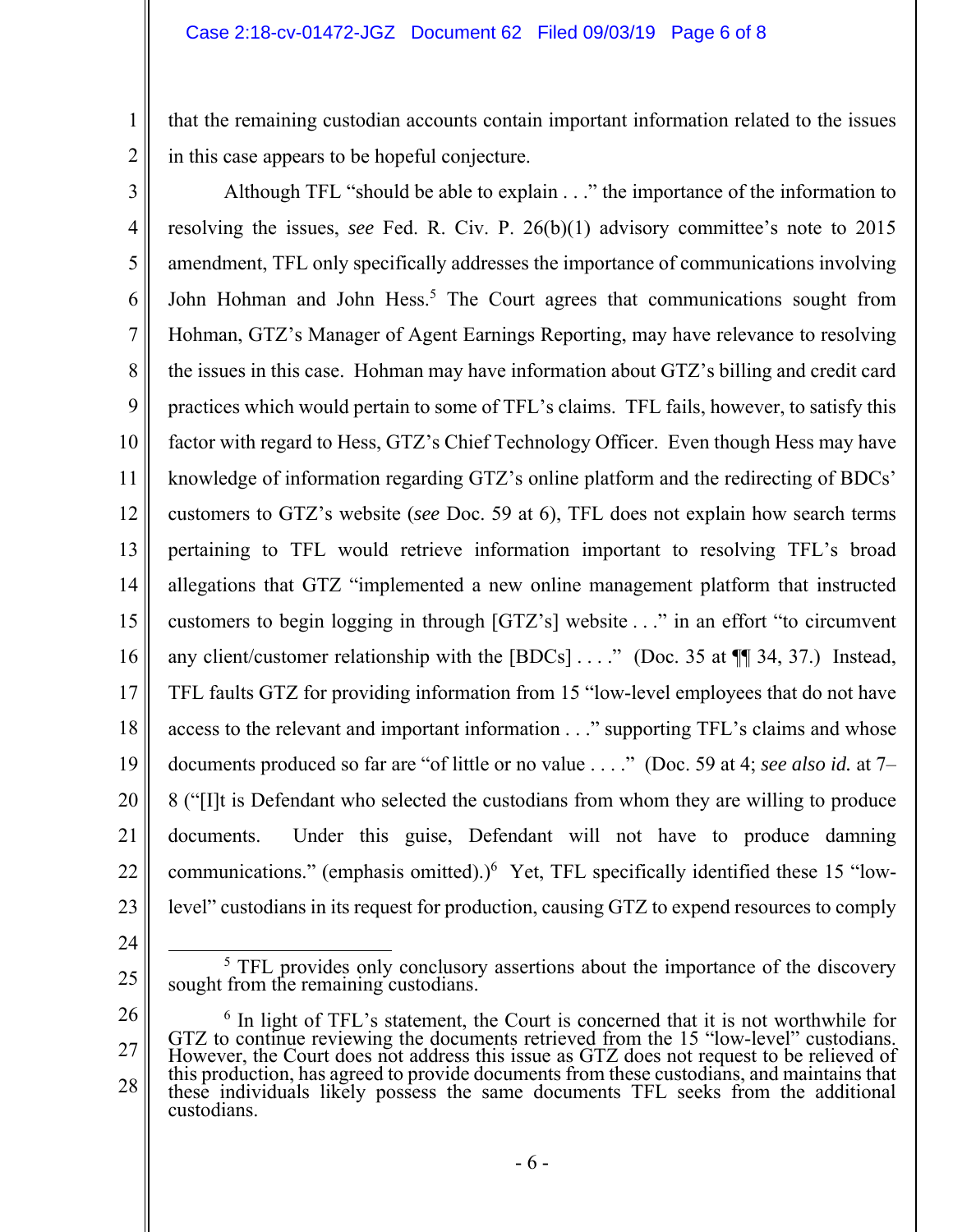that the remaining custodian accounts contain important information related to the issues in this case appears to be hopeful conjecture.

Although TFL "should be able to explain . . ." the importance of the information to resolving the issues, *see* Fed. R. Civ. P. 26(b)(1) advisory committee's note to 2015 amendment, TFL only specifically addresses the importance of communications involving John Hohman and John Hess.[5] The Court agrees that communications sought from Hohman, GTZ's Manager of Agent Earnings Reporting, may have relevance to resolving the issues in this case. Hohman may have information about GTZ's billing and credit card practices which would pertain to some of TFL's claims. TFL fails, however, to satisfy this factor with regard to Hess, GTZ's Chief Technology Officer. Even though Hess may have knowledge of information regarding GTZ's online platform and the redirecting of BDCs' customers to GTZ's website (*see* Doc. 59 at 6), TFL does not explain how search terms pertaining to TFL would retrieve information important to resolving TFL's broad allegations that GTZ "implemented a new online management platform that instructed customers to begin logging in through [GTZ's] website . . ." in an effort "to circumvent any client/customer relationship with the [BDCs] . . . ." (Doc. 35 at ¶¶ 34, 37.) Instead, TFL faults GTZ for providing information from 15 "low-level employees that do not have access to the relevant and important information . . ." supporting TFL's claims and whose documents produced so far are "of little or no value . . . ." (Doc. 59 at 4; *see also id.* at 7–8 ("[I]t is Defendant who selected the custodians from whom they are willing to produce documents. Under this guise, Defendant will not have to produce damning communications." (emphasis omitted).)[6] Yet, TFL specifically identified these 15 "low-level" custodians in its request for production, causing GTZ to expend resources to comply

---

[5] TFL provides only conclusory assertions about the importance of the discovery sought from the remaining custodians.

[6] In light of TFL's statement, the Court is concerned that it is not worthwhile for GTZ to continue reviewing the documents retrieved from the 15 "low-level" custodians. However, the Court does not address this issue as GTZ does not request to be relieved of this production, has agreed to provide documents from these custodians, and maintains that these individuals likely possess the same documents TFL seeks from the additional custodians.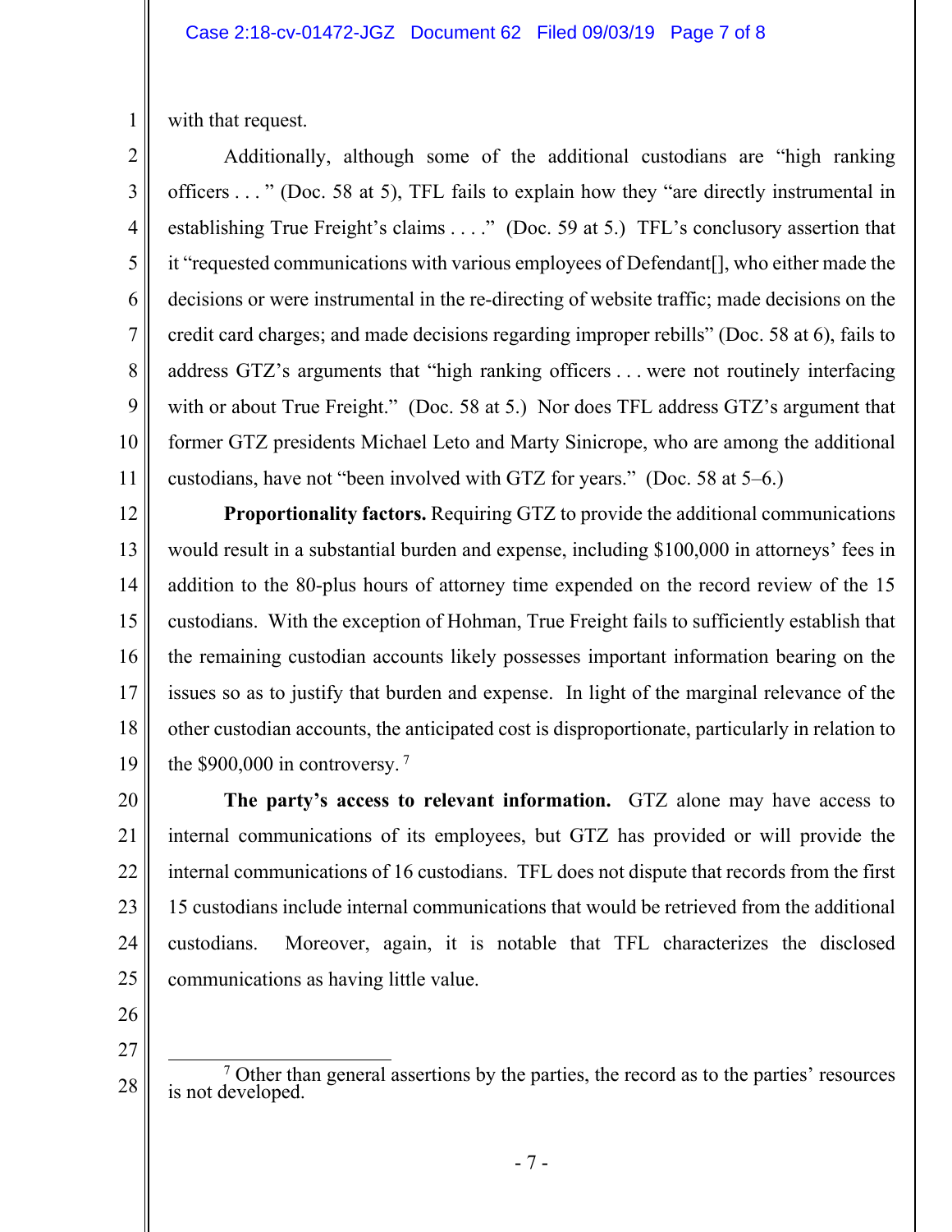with that request.

Additionally, although some of the additional custodians are "high ranking officers . . . " (Doc. 58 at 5), TFL fails to explain how they "are directly instrumental in establishing True Freight's claims . . . ." (Doc. 59 at 5.) TFL's conclusory assertion that it "requested communications with various employees of Defendant[], who either made the decisions or were instrumental in the re-directing of website traffic; made decisions on the credit card charges; and made decisions regarding improper rebills" (Doc. 58 at 6), fails to address GTZ's arguments that "high ranking officers . . . were not routinely interfacing with or about True Freight." (Doc. 58 at 5.) Nor does TFL address GTZ's argument that former GTZ presidents Michael Leto and Marty Sinicrope, who are among the additional custodians, have not "been involved with GTZ for years." (Doc. 58 at 5–6.)

**Proportionality factors.** Requiring GTZ to provide the additional communications would result in a substantial burden and expense, including $100,000 in attorneys' fees in addition to the 80-plus hours of attorney time expended on the record review of the 15 custodians. With the exception of Hohman, True Freight fails to sufficiently establish that the remaining custodian accounts likely possesses important information bearing on the issues so as to justify that burden and expense. In light of the marginal relevance of the other custodian accounts, the anticipated cost is disproportionate, particularly in relation to the $900,000 in controversy. [7]

**The party's access to relevant information.** GTZ alone may have access to internal communications of its employees, but GTZ has provided or will provide the internal communications of 16 custodians. TFL does not dispute that records from the first 15 custodians include internal communications that would be retrieved from the additional custodians. Moreover, again, it is notable that TFL characterizes the disclosed communications as having little value.

---

[7] Other than general assertions by the parties, the record as to the parties' resources is not developed.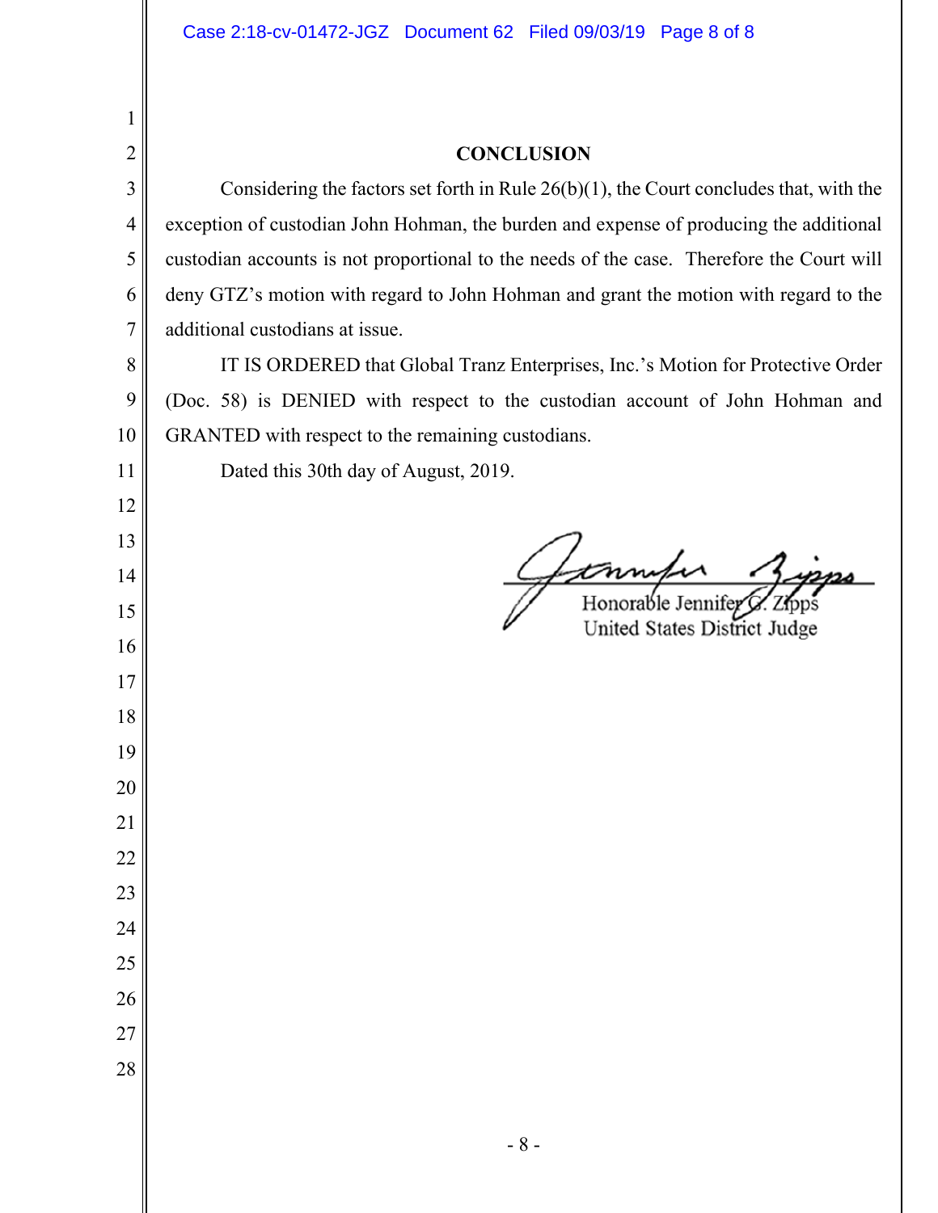## CONCLUSION

Considering the factors set forth in Rule 26(b)(1), the Court concludes that, with the exception of custodian John Hohman, the burden and expense of producing the additional custodian accounts is not proportional to the needs of the case. Therefore the Court will deny GTZ's motion with regard to John Hohman and grant the motion with regard to the additional custodians at issue.

IT IS ORDERED that Global Tranz Enterprises, Inc.'s Motion for Protective Order (Doc. 58) is DENIED with respect to the custodian account of John Hohman and GRANTED with respect to the remaining custodians.

Dated this 30th day of August, 2019.

Honorable Jennifer G. Zipps
United States District Judge